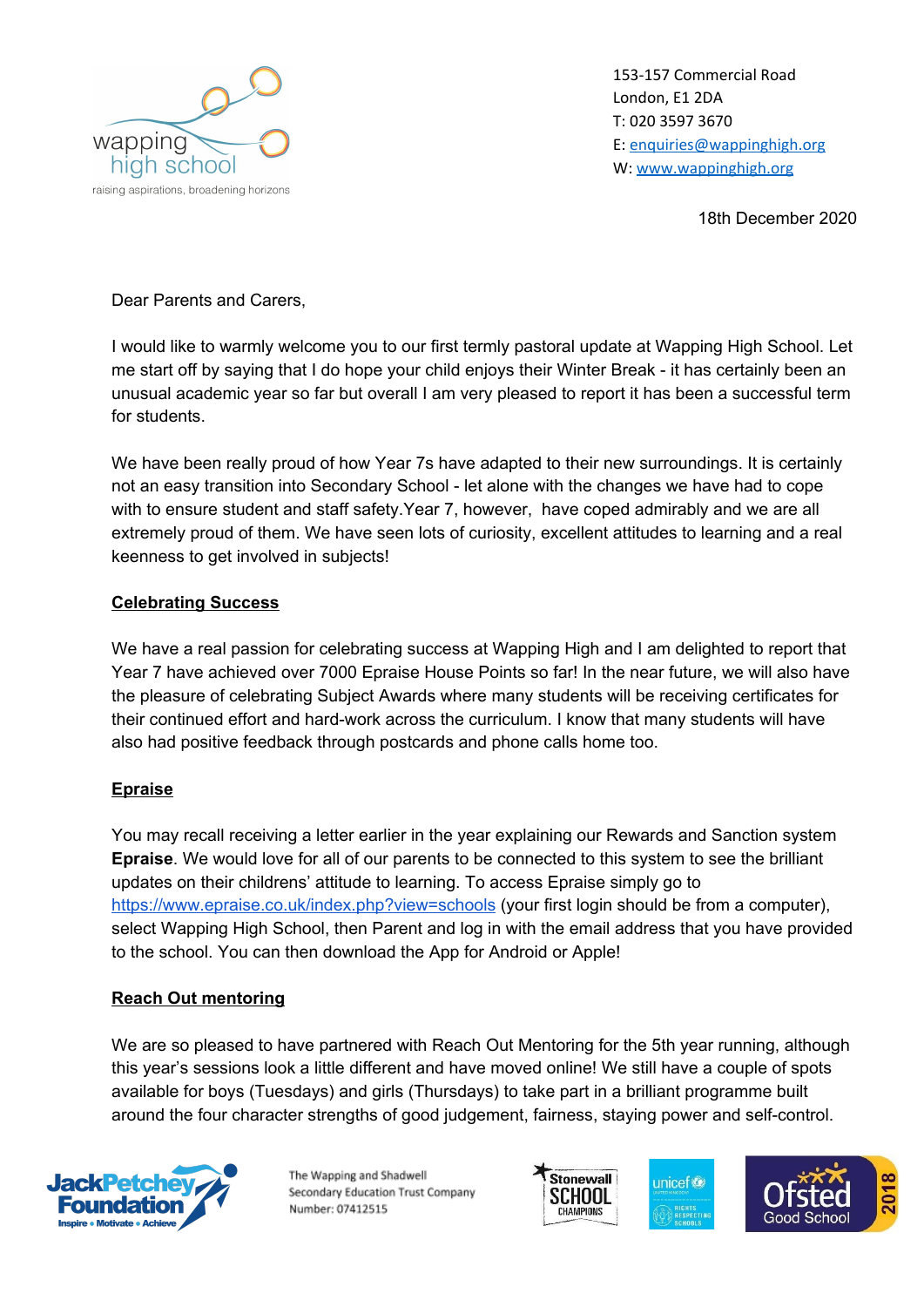wapping high school
raising aspirations, broadening horizons

153-157 Commercial Road
London, E1 2DA
T: 020 3597 3670
E: enquiries@wappinghigh.org
W: www.wappinghigh.org

18th December 2020

Dear Parents and Carers,

I would like to warmly welcome you to our first termly pastoral update at Wapping High School. Let me start off by saying that I do hope your child enjoys their Winter Break - it has certainly been an unusual academic year so far but overall I am very pleased to report it has been a successful term for students.

We have been really proud of how Year 7s have adapted to their new surroundings. It is certainly not an easy transition into Secondary School - let alone with the changes we have had to cope with to ensure student and staff safety.Year 7, however, have coped admirably and we are all extremely proud of them. We have seen lots of curiosity, excellent attitudes to learning and a real keenness to get involved in subjects!

**Celebrating Success**

We have a real passion for celebrating success at Wapping High and I am delighted to report that Year 7 have achieved over 7000 Epraise House Points so far! In the near future, we will also have the pleasure of celebrating Subject Awards where many students will be receiving certificates for their continued effort and hard-work across the curriculum. I know that many students will have also had positive feedback through postcards and phone calls home too.

**Epraise**

You may recall receiving a letter earlier in the year explaining our Rewards and Sanction system **Epraise**. We would love for all of our parents to be connected to this system to see the brilliant updates on their childrens' attitude to learning. To access Epraise simply go to https://www.epraise.co.uk/index.php?view=schools (your first login should be from a computer), select Wapping High School, then Parent and log in with the email address that you have provided to the school. You can then download the App for Android or Apple!

**Reach Out mentoring**

We are so pleased to have partnered with Reach Out Mentoring for the 5th year running, although this year's sessions look a little different and have moved online! We still have a couple of spots available for boys (Tuesdays) and girls (Thursdays) to take part in a brilliant programme built around the four character strengths of good judgement, fairness, staying power and self-control.

The Wapping and Shadwell Secondary Education Trust Company Number: 07412515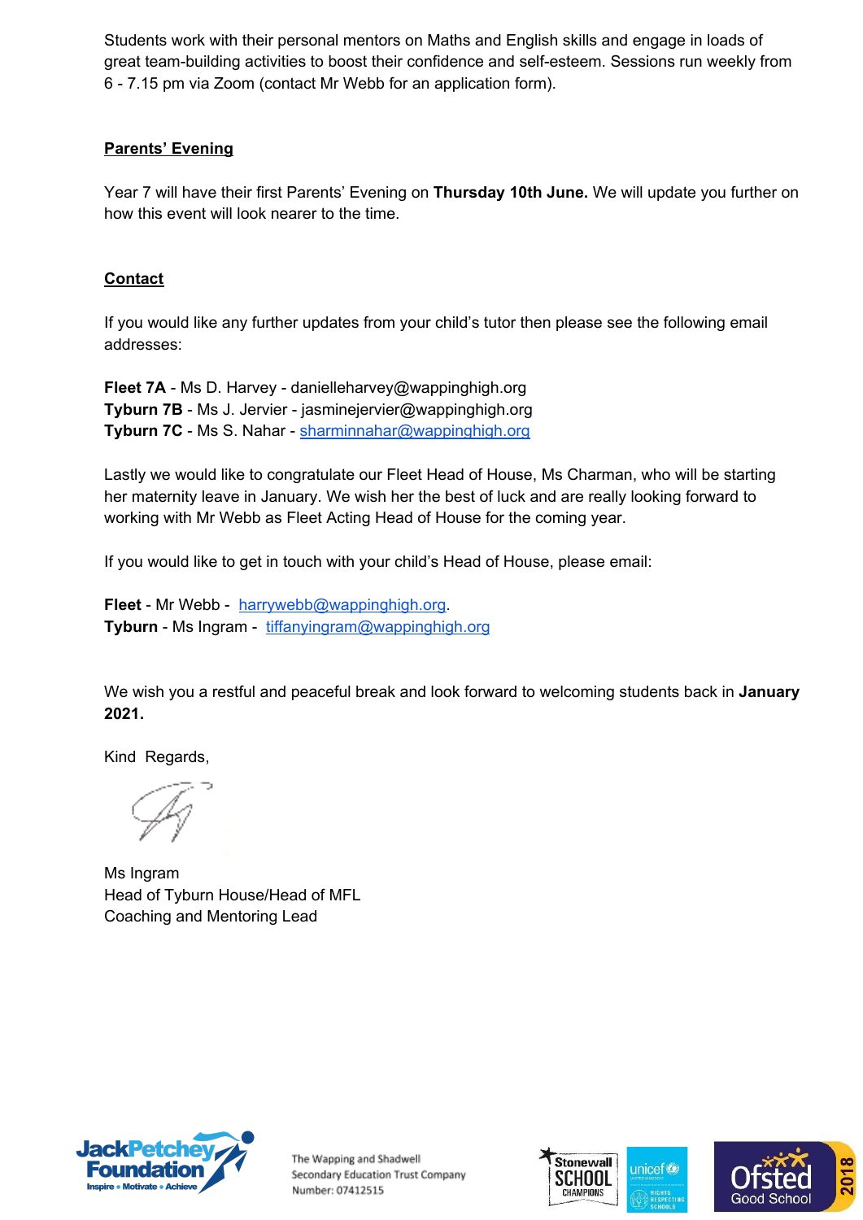Students work with their personal mentors on Maths and English skills and engage in loads of great team-building activities to boost their confidence and self-esteem. Sessions run weekly from 6 - 7.15 pm via Zoom (contact Mr Webb for an application form).

## Parents' Evening

Year 7 will have their first Parents' Evening on **Thursday 10th June.** We will update you further on how this event will look nearer to the time.

## Contact

If you would like any further updates from your child's tutor then please see the following email addresses:

**Fleet 7A** - Ms D. Harvey - danielleharvey@wappinghigh.org
**Tyburn 7B** - Ms J. Jervier - jasminejervier@wappinghigh.org
**Tyburn 7C** - Ms S. Nahar - sharminnahar@wappinghigh.org

Lastly we would like to congratulate our Fleet Head of House, Ms Charman, who will be starting her maternity leave in January. We wish her the best of luck and are really looking forward to working with Mr Webb as Fleet Acting Head of House for the coming year.

If you would like to get in touch with your child's Head of House, please email:

**Fleet** - Mr Webb - harrywebb@wappinghigh.org.
**Tyburn** - Ms Ingram - tiffanyingram@wappinghigh.org

We wish you a restful and peaceful break and look forward to welcoming students back in **January 2021.**

Kind Regards,

Ms Ingram
Head of Tyburn House/Head of MFL
Coaching and Mentoring Lead

The Wapping and Shadwell Secondary Education Trust Company Number: 07412515